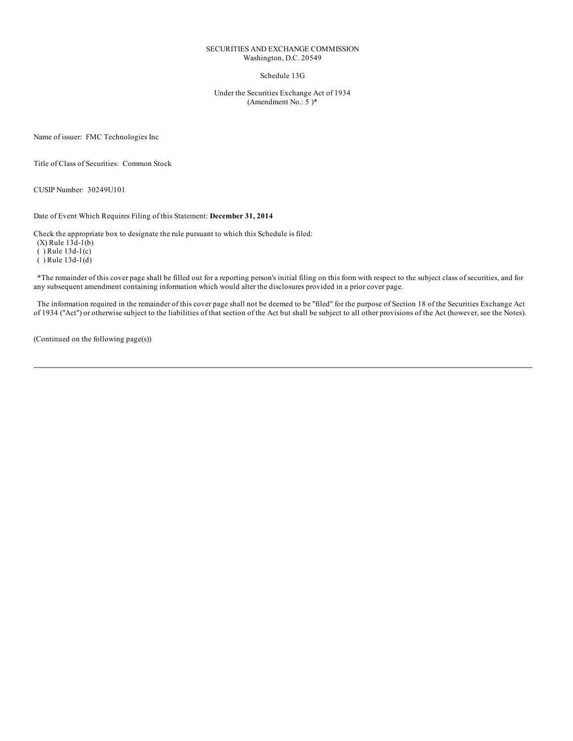SECURITIES AND EXCHANGE COMMISSION
Washington, D.C. 20549

Schedule 13G

Under the Securities Exchange Act of 1934
(Amendment No.: 5 )*

Name of issuer: FMC Technologies Inc

Title of Class of Securities: Common Stock

CUSIP Number: 30249U101

Date of Event Which Requires Filing of this Statement: **December 31, 2014**

Check the appropriate box to designate the rule pursuant to which this Schedule is filed:
(X) Rule 13d-1(b)
( ) Rule 13d-1(c)
( ) Rule 13d-1(d)

*The remainder of this cover page shall be filled out for a reporting person's initial filing on this form with respect to the subject class of securities, and for any subsequent amendment containing information which would alter the disclosures provided in a prior cover page.

The information required in the remainder of this cover page shall not be deemed to be "filed" for the purpose of Section 18 of the Securities Exchange Act of 1934 ("Act") or otherwise subject to the liabilities of that section of the Act but shall be subject to all other provisions of the Act (however, see the Notes).

(Continued on the following page(s))

---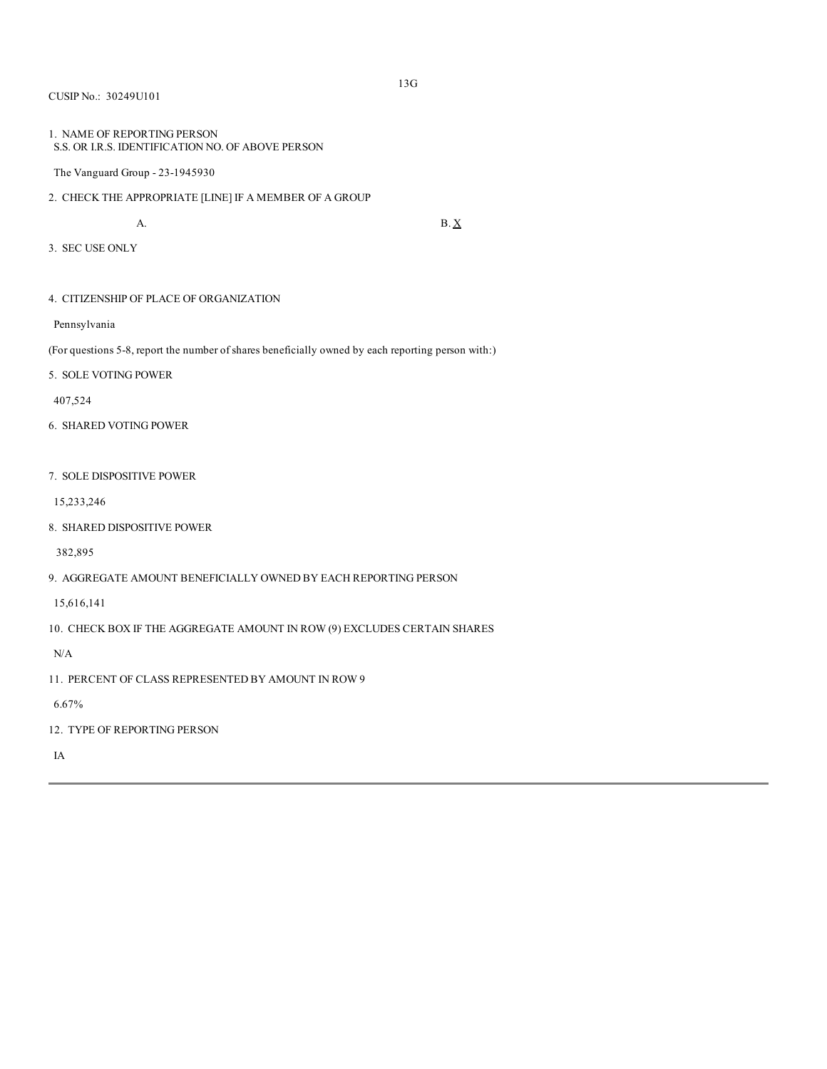13G

CUSIP No.: 30249U101

1. NAME OF REPORTING PERSON
S.S. OR I.R.S. IDENTIFICATION NO. OF ABOVE PERSON

The Vanguard Group - 23-1945930

2. CHECK THE APPROPRIATE [LINE] IF A MEMBER OF A GROUP

A. B. X

3. SEC USE ONLY

4. CITIZENSHIP OF PLACE OF ORGANIZATION

Pennsylvania

(For questions 5-8, report the number of shares beneficially owned by each reporting person with:)

5. SOLE VOTING POWER

407,524

6. SHARED VOTING POWER

7. SOLE DISPOSITIVE POWER

15,233,246

8. SHARED DISPOSITIVE POWER

382,895

9. AGGREGATE AMOUNT BENEFICIALLY OWNED BY EACH REPORTING PERSON

15,616,141

10. CHECK BOX IF THE AGGREGATE AMOUNT IN ROW (9) EXCLUDES CERTAIN SHARES

N/A

11. PERCENT OF CLASS REPRESENTED BY AMOUNT IN ROW 9

6.67%

12. TYPE OF REPORTING PERSON

IA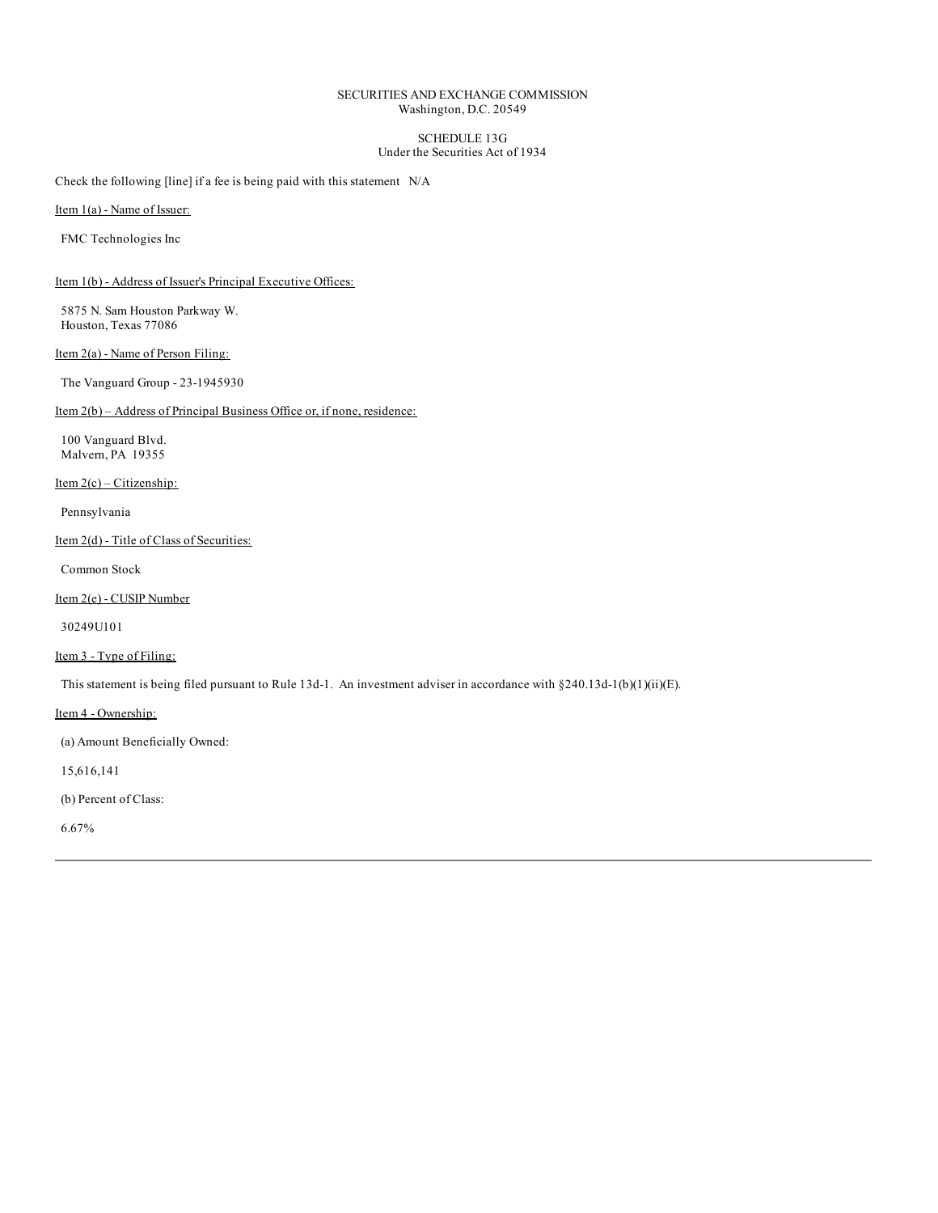SECURITIES AND EXCHANGE COMMISSION
Washington, D.C. 20549

SCHEDULE 13G
Under the Securities Act of 1934

Check the following [line] if a fee is being paid with this statement N/A

Item 1(a) - Name of Issuer:

FMC Technologies Inc

Item 1(b) - Address of Issuer's Principal Executive Offices:

5875 N. Sam Houston Parkway W.
Houston, Texas 77086

Item 2(a) - Name of Person Filing:

The Vanguard Group - 23-1945930

Item 2(b) – Address of Principal Business Office or, if none, residence:

100 Vanguard Blvd.
Malvern, PA 19355

Item 2(c) – Citizenship:

Pennsylvania

Item 2(d) - Title of Class of Securities:

Common Stock

Item 2(e) - CUSIP Number

30249U101

Item 3 - Type of Filing:

This statement is being filed pursuant to Rule 13d-1. An investment adviser in accordance with §240.13d-1(b)(1)(ii)(E).

Item 4 - Ownership:

(a) Amount Beneficially Owned:

15,616,141

(b) Percent of Class:

6.67%

---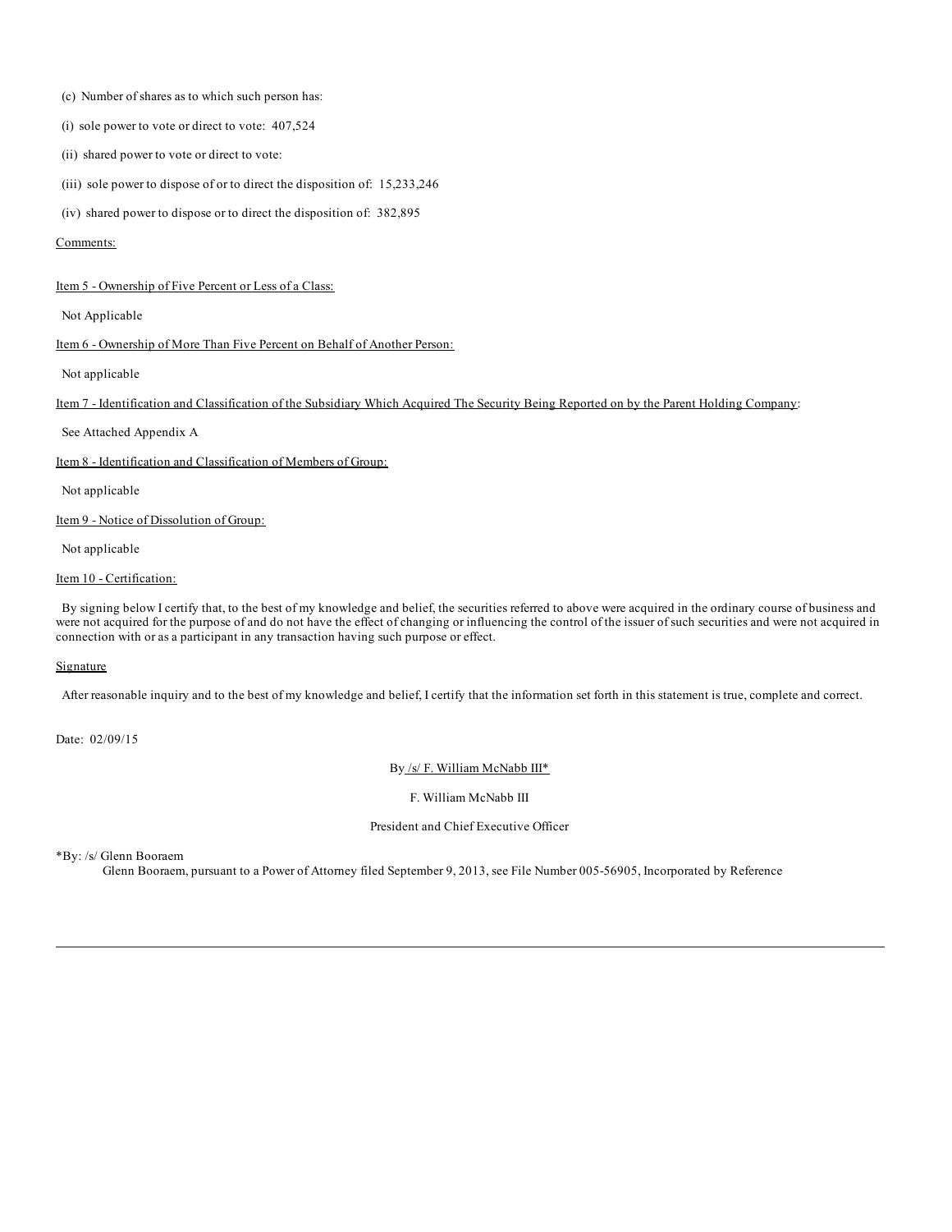(c) Number of shares as to which such person has:

(i) sole power to vote or direct to vote: 407,524

(ii) shared power to vote or direct to vote:

(iii) sole power to dispose of or to direct the disposition of: 15,233,246

(iv) shared power to dispose or to direct the disposition of: 382,895

<u>Comments:</u>

<u>Item 5 - Ownership of Five Percent or Less of a Class:</u>

Not Applicable

<u>Item 6 - Ownership of More Than Five Percent on Behalf of Another Person:</u>

Not applicable

<u>Item 7 - Identification and Classification of the Subsidiary Which Acquired The Security Being Reported on by the Parent Holding Company</u>:

See Attached Appendix A

<u>Item 8 - Identification and Classification of Members of Group:</u>

Not applicable

<u>Item 9 - Notice of Dissolution of Group:</u>

Not applicable

<u>Item 10 - Certification:</u>

By signing below I certify that, to the best of my knowledge and belief, the securities referred to above were acquired in the ordinary course of business and were not acquired for the purpose of and do not have the effect of changing or influencing the control of the issuer of such securities and were not acquired in connection with or as a participant in any transaction having such purpose or effect.

<u>Signature</u>

After reasonable inquiry and to the best of my knowledge and belief, I certify that the information set forth in this statement is true, complete and correct.

Date: 02/09/15

By <u>/s/ F. William McNabb III*</u>

F. William McNabb III

President and Chief Executive Officer

*By: /s/ Glenn Booraem

Glenn Booraem, pursuant to a Power of Attorney filed September 9, 2013, see File Number 005-56905, Incorporated by Reference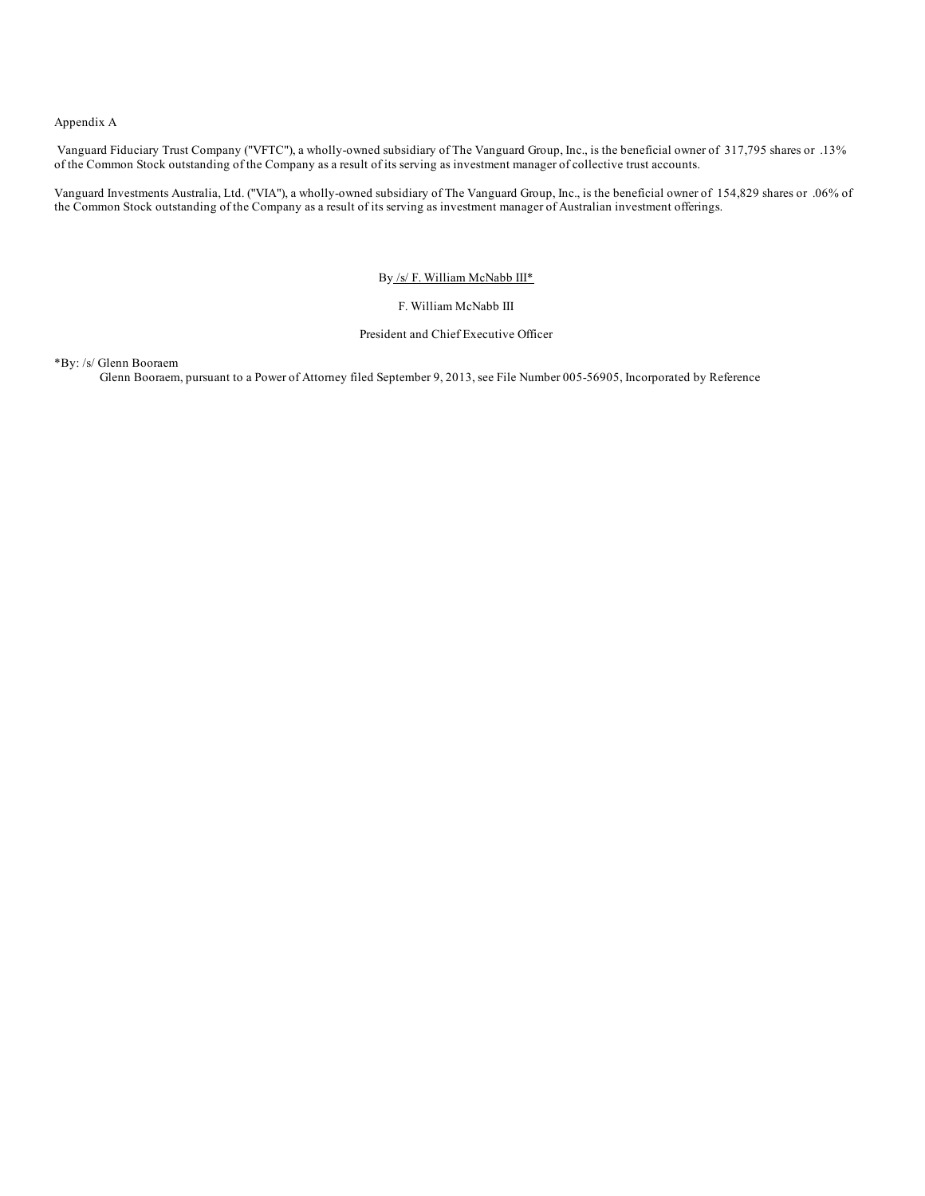Appendix A

Vanguard Fiduciary Trust Company ("VFTC"), a wholly-owned subsidiary of The Vanguard Group, Inc., is the beneficial owner of 317,795 shares or .13% of the Common Stock outstanding of the Company as a result of its serving as investment manager of collective trust accounts.

Vanguard Investments Australia, Ltd. ("VIA"), a wholly-owned subsidiary of The Vanguard Group, Inc., is the beneficial owner of 154,829 shares or .06% of the Common Stock outstanding of the Company as a result of its serving as investment manager of Australian investment offerings.

By /s/ F. William McNabb III*

F. William McNabb III

President and Chief Executive Officer

*By: /s/ Glenn Booraem

Glenn Booraem, pursuant to a Power of Attorney filed September 9, 2013, see File Number 005-56905, Incorporated by Reference